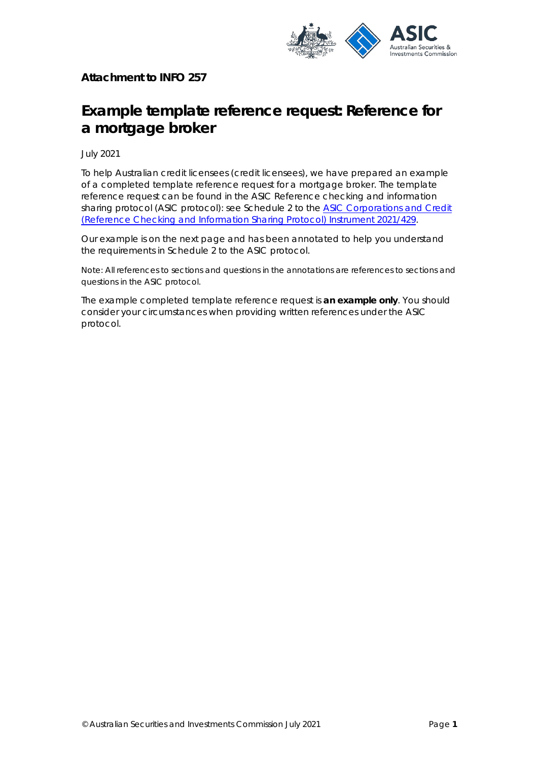**Attachment to INFO 257**

# Example template reference request: Reference for a mortgage broker

July 2021

To help Australian credit licensees (credit licensees), we have prepared an example of a completed template reference request for a mortgage broker. The template reference request can be found in the ASIC Reference checking and information sharing protocol (ASIC protocol): see Schedule 2 to the ASIC Corporations and Credit (Reference Checking and Information Sharing Protocol) Instrument 2021/429.

Our example is on the next page and has been annotated to help you understand the requirements in Schedule 2 to the ASIC protocol.

Note: All references to sections and questions in the annotations are references to sections and questions in the ASIC protocol.

The example completed template reference request is **an example only**. You should consider your circumstances when providing written references under the ASIC protocol.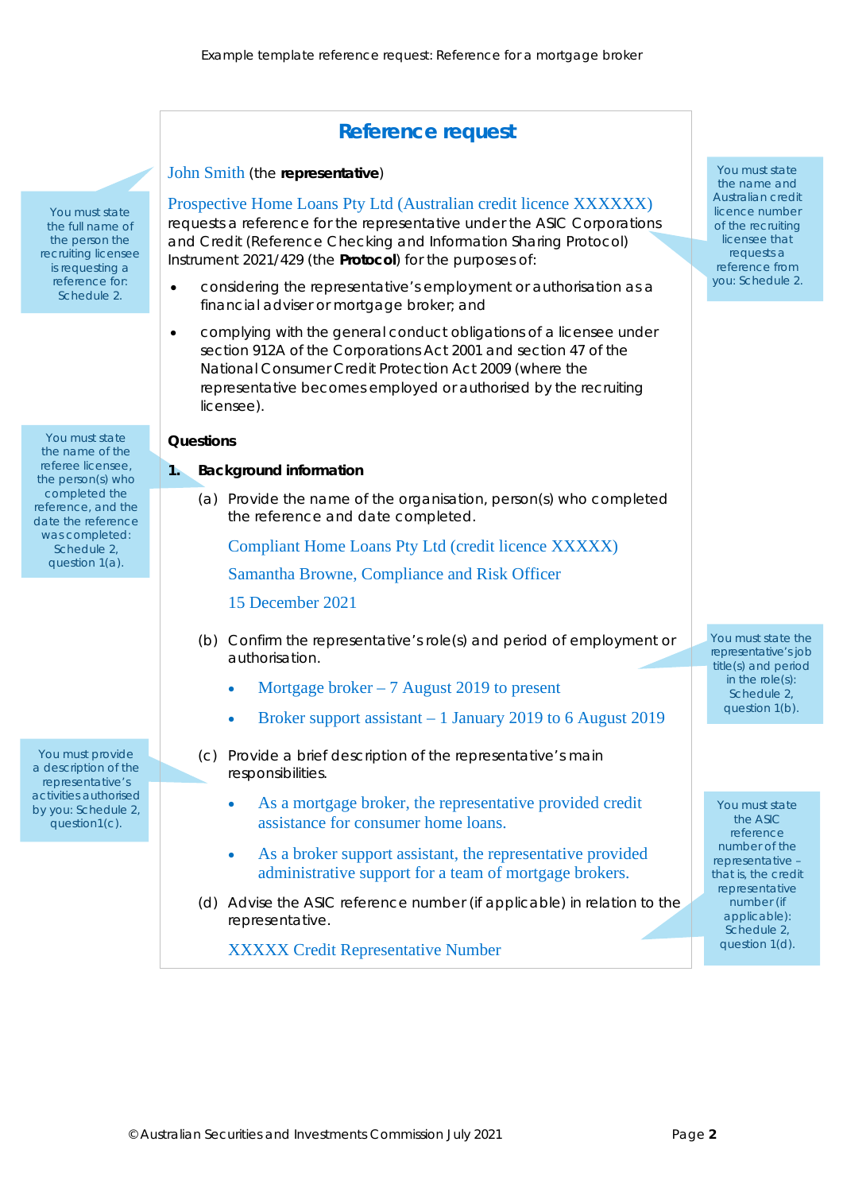## Reference request

John Smith (the **representative**)

Prospective Home Loans Pty Ltd (Australian credit licence XXXXXX) requests a reference for the representative under the ASIC Corporations and Credit (Reference Checking and Information Sharing Protocol) Instrument 2021/429 (the **Protocol**) for the purposes of:

- considering the representative's employment or authorisation as a financial adviser or mortgage broker; and
- complying with the general conduct obligations of a licensee under section 912A of the Corporations Act 2001 and section 47 of the National Consumer Credit Protection Act 2009 (where the representative becomes employed or authorised by the recruiting licensee).

You must state the full name of the person the recruiting licensee is requesting a reference for: Schedule 2.

You must state the name and Australian credit licence number of the recruiting licensee that requests a reference from you: Schedule 2.

**Questions**

**1. Background information**

(a) Provide the name of the organisation, person(s) who completed the reference and date completed.

Compliant Home Loans Pty Ltd (credit licence XXXXX)

Samantha Browne, Compliance and Risk Officer

15 December 2021

You must state the name of the referee licensee, the person(s) who completed the reference, and the date the reference was completed: Schedule 2, question 1(a).

(b) Confirm the representative's role(s) and period of employment or authorisation.

- Mortgage broker – 7 August 2019 to present
- Broker support assistant – 1 January 2019 to 6 August 2019

You must state the representative's job title(s) and period in the role(s): Schedule 2, question 1(b).

(c) Provide a brief description of the representative's main responsibilities.

- As a mortgage broker, the representative provided credit assistance for consumer home loans.
- As a broker support assistant, the representative provided administrative support for a team of mortgage brokers.

You must provide a description of the representative's activities authorised by you: Schedule 2, question1(c).

(d) Advise the ASIC reference number (if applicable) in relation to the representative.

XXXXX Credit Representative Number

You must state the ASIC reference number of the representative – that is, the credit representative number (if applicable): Schedule 2, question 1(d).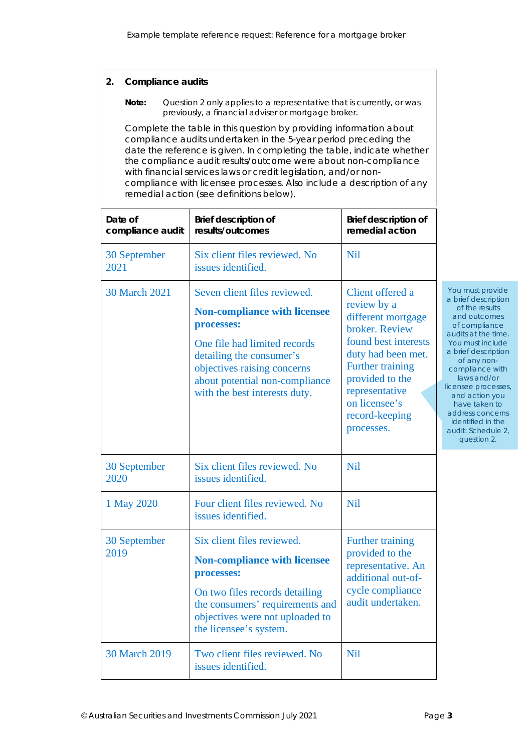## 2. Compliance audits

**Note:** Question 2 only applies to a representative that is currently, or was previously, a financial adviser or mortgage broker.

Complete the table in this question by providing information about compliance audits undertaken in the 5-year period preceding the date the reference is given. In completing the table, indicate whether the compliance audit results/outcome were about non-compliance with financial services laws or credit legislation, and/or non-compliance with licensee processes. Also include a description of any remedial action (see definitions below).

| Date of compliance audit | Brief description of results/outcomes | Brief description of remedial action |
| --- | --- | --- |
| 30 September 2021 | Six client files reviewed. No issues identified. | Nil |
| 30 March 2021 | Seven client files reviewed. **Non-compliance with licensee processes:** One file had limited records detailing the consumer's objectives raising concerns about potential non-compliance with the best interests duty. | Client offered a review by a different mortgage broker. Review found best interests duty had been met. Further training provided to the representative on licensee's record-keeping processes. |
| 30 September 2020 | Six client files reviewed. No issues identified. | Nil |
| 1 May 2020 | Four client files reviewed. No issues identified. | Nil |
| 30 September 2019 | Six client files reviewed. **Non-compliance with licensee processes:** On two files records detailing the consumers' requirements and objectives were not uploaded to the licensee's system. | Further training provided to the representative. An additional out-of-cycle compliance audit undertaken. |
| 30 March 2019 | Two client files reviewed. No issues identified. | Nil |

You must provide a brief description of the results and outcomes of compliance audits at the time. You must include a brief description of any non-compliance with laws and/or licensee processes, and action you have taken to address concerns identified in the audit: Schedule 2, question 2.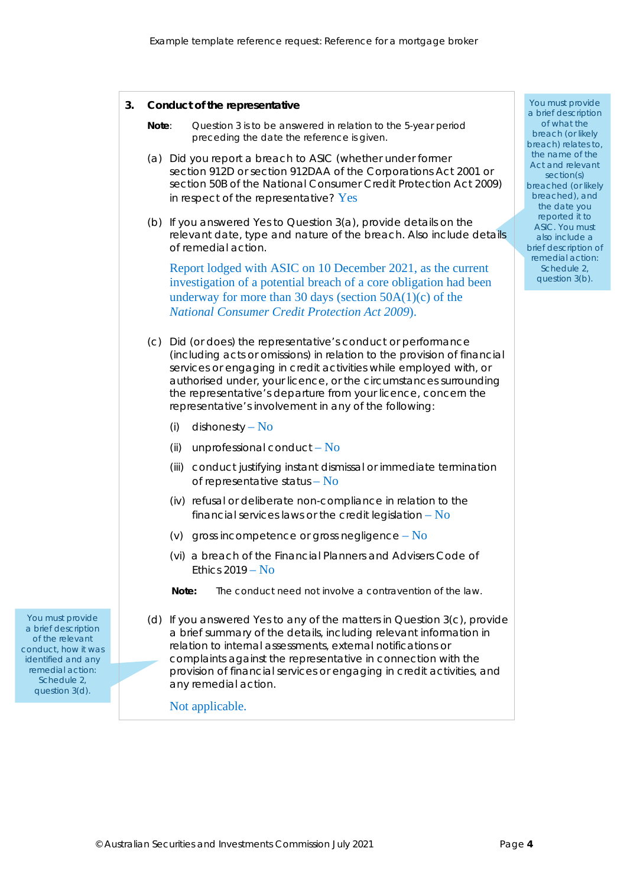### 3. Conduct of the representative

**Note**: Question 3 is to be answered in relation to the 5-year period preceding the date the reference is given.

> You must provide a brief description of what the breach (or likely breach) relates to, the name of the Act and relevant section(s) breached (or likely breached), and the date you reported it to ASIC. You must also include a brief description of remedial action: Schedule 2, question 3(b).

(a) Did you report a breach to ASIC (whether under former section 912D or section 912DAA of the Corporations Act 2001 or section 50B of the National Consumer Credit Protection Act 2009) in respect of the representative? Yes

(b) If you answered Yes to Question 3(a), provide details on the relevant date, type and nature of the breach. Also include details of remedial action.

Report lodged with ASIC on 10 December 2021, as the current investigation of a potential breach of a core obligation had been underway for more than 30 days (section 50A(1)(c) of the *National Consumer Credit Protection Act 2009*).

(c) Did (or does) the representative's conduct or performance (including acts or omissions) in relation to the provision of financial services or engaging in credit activities while employed with, or authorised under, your licence, or the circumstances surrounding the representative's departure from your licence, concern the representative's involvement in any of the following:

(i) dishonesty – No

(ii) unprofessional conduct – No

(iii) conduct justifying instant dismissal or immediate termination of representative status – No

(iv) refusal or deliberate non-compliance in relation to the financial services laws or the credit legislation – No

(v) gross incompetence or gross negligence – No

(vi) a breach of the Financial Planners and Advisers Code of Ethics 2019 – No

**Note:** The conduct need not involve a contravention of the law.

> You must provide a brief description of the relevant conduct, how it was identified and any remedial action: Schedule 2, question 3(d).

(d) If you answered Yes to any of the matters in Question 3(c), provide a brief summary of the details, including relevant information in relation to internal assessments, external notifications or complaints against the representative in connection with the provision of financial services or engaging in credit activities, and any remedial action.

Not applicable.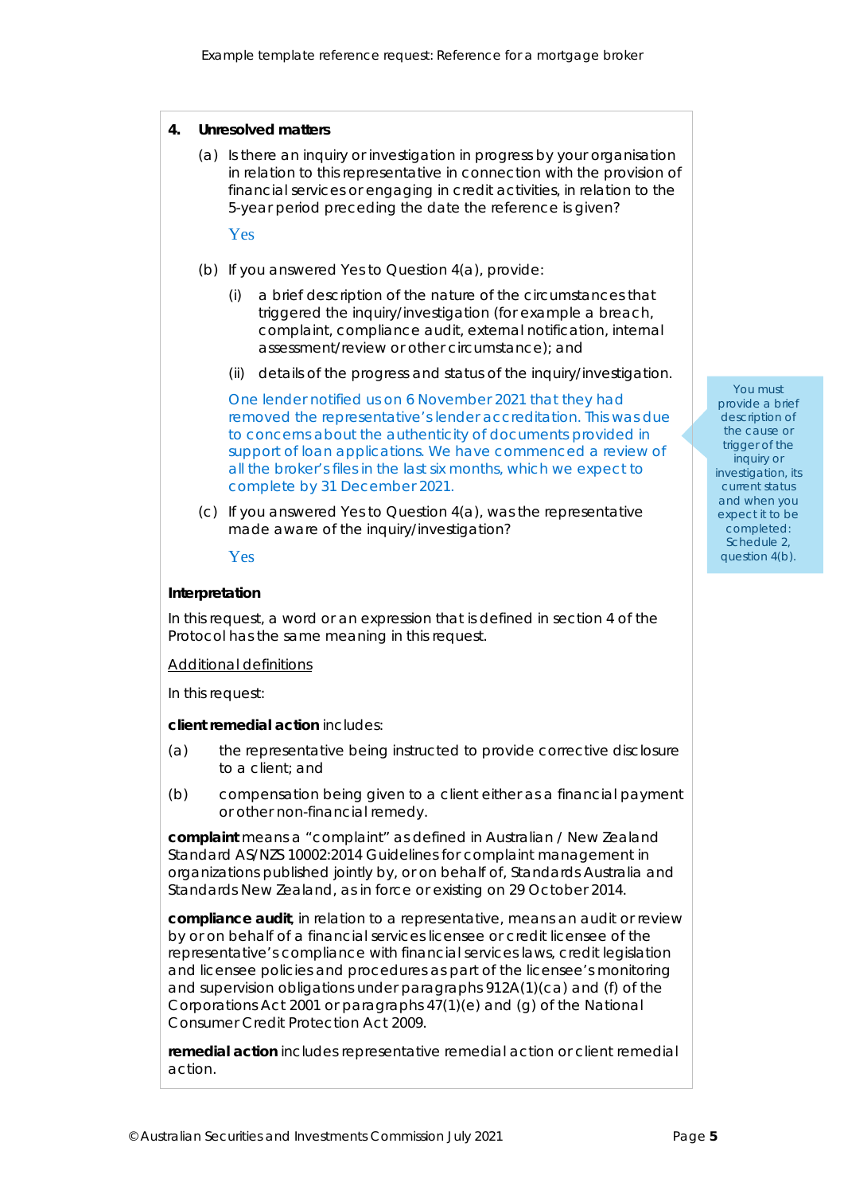**4. Unresolved matters**

(a) Is there an inquiry or investigation in progress by your organisation in relation to this representative in connection with the provision of financial services or engaging in credit activities, in relation to the 5-year period preceding the date the reference is given?

Yes

(b) If you answered Yes to Question 4(a), provide:

(i) a brief description of the nature of the circumstances that triggered the inquiry/investigation (for example a breach, complaint, compliance audit, external notification, internal assessment/review or other circumstance); and

(ii) details of the progress and status of the inquiry/investigation.

One lender notified us on 6 November 2021 that they had removed the representative's lender accreditation. This was due to concerns about the authenticity of documents provided in support of loan applications. We have commenced a review of all the broker's files in the last six months, which we expect to complete by 31 December 2021.

> You must provide a brief description of the cause or trigger of the inquiry or investigation, its current status and when you expect it to be completed: Schedule 2, question 4(b).

(c) If you answered Yes to Question 4(a), was the representative made aware of the inquiry/investigation?

Yes

**Interpretation**

In this request, a word or an expression that is defined in section 4 of the Protocol has the same meaning in this request.

Additional definitions

In this request:

**client remedial action** includes:

(a) the representative being instructed to provide corrective disclosure to a client; and

(b) compensation being given to a client either as a financial payment or other non-financial remedy.

**complaint** means a "complaint" as defined in Australian / New Zealand Standard AS/NZS 10002:2014 Guidelines for complaint management in organizations published jointly by, or on behalf of, Standards Australia and Standards New Zealand, as in force or existing on 29 October 2014.

**compliance audit**, in relation to a representative, means an audit or review by or on behalf of a financial services licensee or credit licensee of the representative's compliance with financial services laws, credit legislation and licensee policies and procedures as part of the licensee's monitoring and supervision obligations under paragraphs 912A(1)(ca) and (f) of the Corporations Act 2001 or paragraphs 47(1)(e) and (g) of the National Consumer Credit Protection Act 2009.

**remedial action** includes representative remedial action or client remedial action.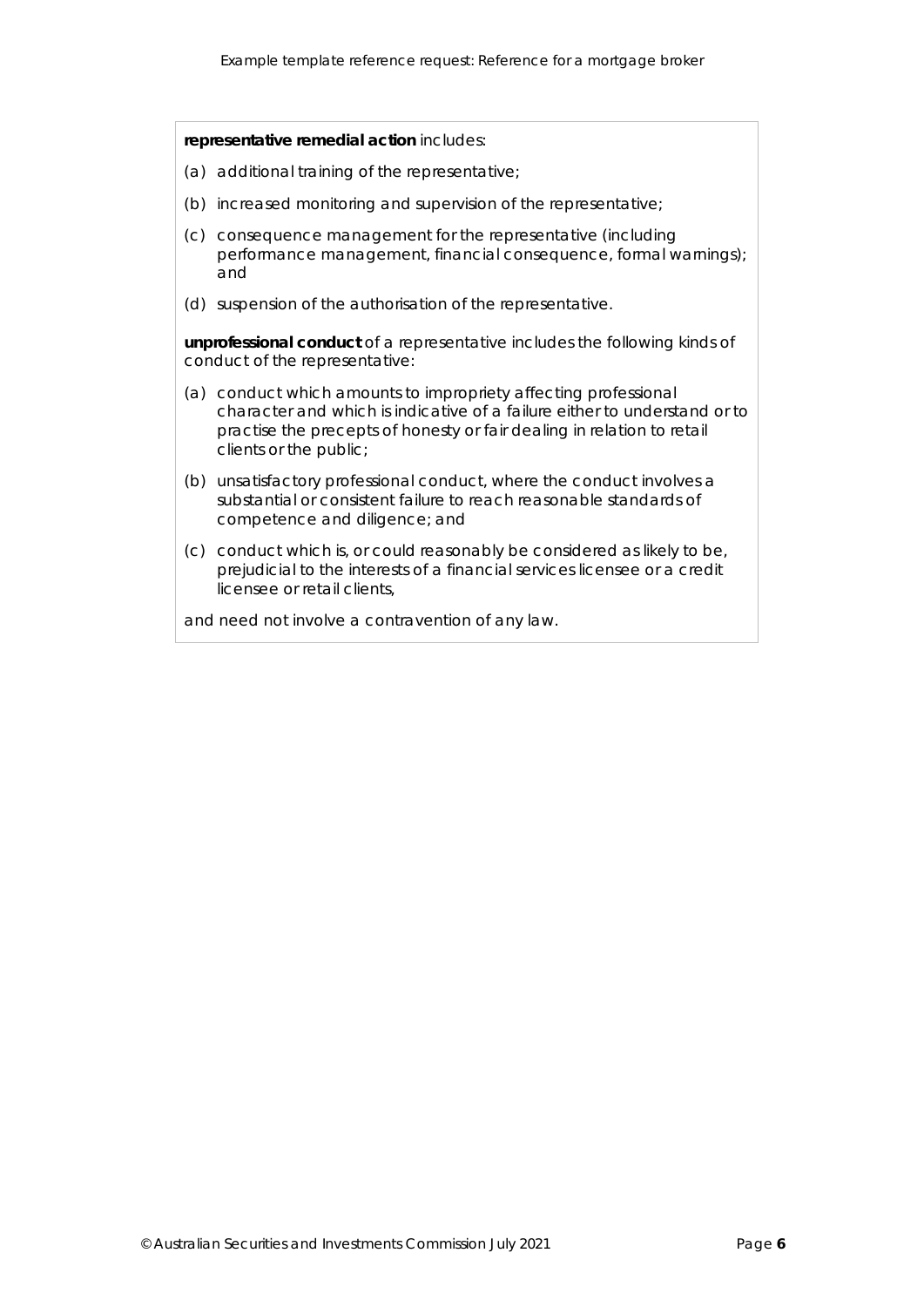**representative remedial action** includes:

(a) additional training of the representative;

(b) increased monitoring and supervision of the representative;

(c) consequence management for the representative (including performance management, financial consequence, formal warnings); and

(d) suspension of the authorisation of the representative.

**unprofessional conduct** of a representative includes the following kinds of conduct of the representative:

(a) conduct which amounts to impropriety affecting professional character and which is indicative of a failure either to understand or to practise the precepts of honesty or fair dealing in relation to retail clients or the public;

(b) unsatisfactory professional conduct, where the conduct involves a substantial or consistent failure to reach reasonable standards of competence and diligence; and

(c) conduct which is, or could reasonably be considered as likely to be, prejudicial to the interests of a financial services licensee or a credit licensee or retail clients,

and need not involve a contravention of any law.